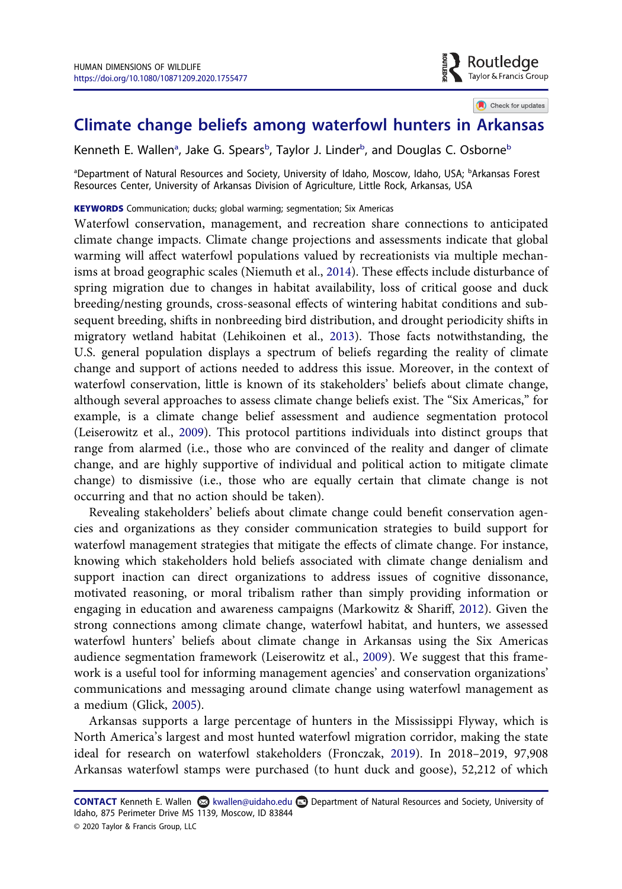# Climate change beliefs among waterfowl hunters in Arkansas

Kenneth E. Wallen[a], Jake G. Spears[b], Taylor J. Linder[b], and Douglas C. Osborne[b]

[a]Department of Natural Resources and Society, University of Idaho, Moscow, Idaho, USA; [b]Arkansas Forest Resources Center, University of Arkansas Division of Agriculture, Little Rock, Arkansas, USA

**KEYWORDS** Communication; ducks; global warming; segmentation; Six Americas

Waterfowl conservation, management, and recreation share connections to anticipated climate change impacts. Climate change projections and assessments indicate that global warming will affect waterfowl populations valued by recreationists via multiple mechanisms at broad geographic scales (Niemuth et al., 2014). These effects include disturbance of spring migration due to changes in habitat availability, loss of critical goose and duck breeding/nesting grounds, cross-seasonal effects of wintering habitat conditions and subsequent breeding, shifts in nonbreeding bird distribution, and drought periodicity shifts in migratory wetland habitat (Lehikoinen et al., 2013). Those facts notwithstanding, the U.S. general population displays a spectrum of beliefs regarding the reality of climate change and support of actions needed to address this issue. Moreover, in the context of waterfowl conservation, little is known of its stakeholders' beliefs about climate change, although several approaches to assess climate change beliefs exist. The "Six Americas," for example, is a climate change belief assessment and audience segmentation protocol (Leiserowitz et al., 2009). This protocol partitions individuals into distinct groups that range from alarmed (i.e., those who are convinced of the reality and danger of climate change, and are highly supportive of individual and political action to mitigate climate change) to dismissive (i.e., those who are equally certain that climate change is not occurring and that no action should be taken).

Revealing stakeholders' beliefs about climate change could benefit conservation agencies and organizations as they consider communication strategies to build support for waterfowl management strategies that mitigate the effects of climate change. For instance, knowing which stakeholders hold beliefs associated with climate change denialism and support inaction can direct organizations to address issues of cognitive dissonance, motivated reasoning, or moral tribalism rather than simply providing information or engaging in education and awareness campaigns (Markowitz & Shariff, 2012). Given the strong connections among climate change, waterfowl habitat, and hunters, we assessed waterfowl hunters' beliefs about climate change in Arkansas using the Six Americas audience segmentation framework (Leiserowitz et al., 2009). We suggest that this framework is a useful tool for informing management agencies' and conservation organizations' communications and messaging around climate change using waterfowl management as a medium (Glick, 2005).

Arkansas supports a large percentage of hunters in the Mississippi Flyway, which is North America's largest and most hunted waterfowl migration corridor, making the state ideal for research on waterfowl stakeholders (Fronczak, 2019). In 2018–2019, 97,908 Arkansas waterfowl stamps were purchased (to hunt duck and goose), 52,212 of which

**CONTACT** Kenneth E. Wallen kwallen@uidaho.edu Department of Natural Resources and Society, University of Idaho, 875 Perimeter Drive MS 1139, Moscow, ID 83844

© 2020 Taylor & Francis Group, LLC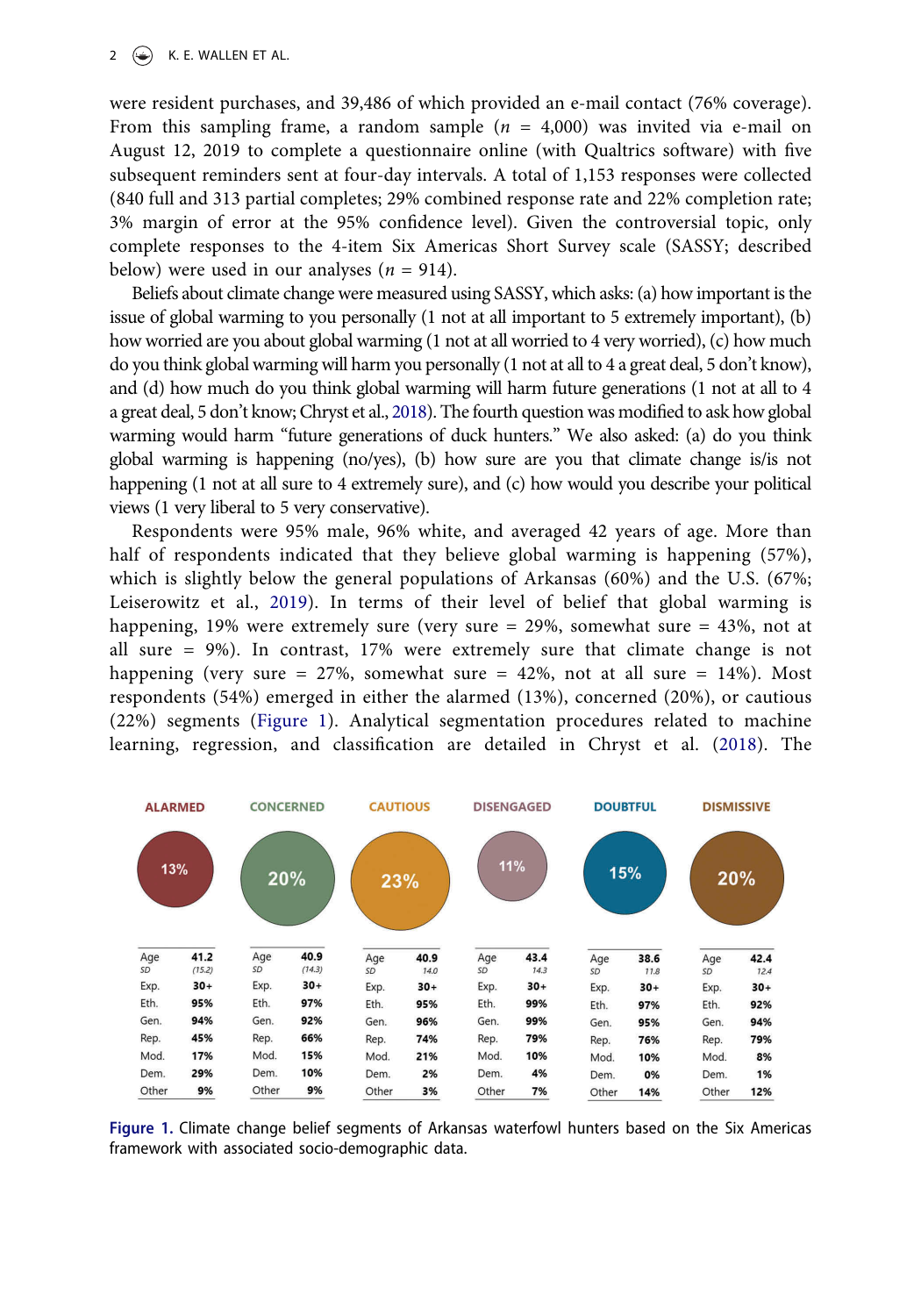were resident purchases, and 39,486 of which provided an e-mail contact (76% coverage). From this sampling frame, a random sample ($n$ = 4,000) was invited via e-mail on August 12, 2019 to complete a questionnaire online (with Qualtrics software) with five subsequent reminders sent at four-day intervals. A total of 1,153 responses were collected (840 full and 313 partial completes; 29% combined response rate and 22% completion rate; 3% margin of error at the 95% confidence level). Given the controversial topic, only complete responses to the 4-item Six Americas Short Survey scale (SASSY; described below) were used in our analyses ($n$ = 914).

Beliefs about climate change were measured using SASSY, which asks: (a) how important is the issue of global warming to you personally (1 not at all important to 5 extremely important), (b) how worried are you about global warming (1 not at all worried to 4 very worried), (c) how much do you think global warming will harm you personally (1 not at all to 4 a great deal, 5 don't know), and (d) how much do you think global warming will harm future generations (1 not at all to 4 a great deal, 5 don't know; Chryst et al., 2018). The fourth question was modified to ask how global warming would harm "future generations of duck hunters." We also asked: (a) do you think global warming is happening (no/yes), (b) how sure are you that climate change is/is not happening (1 not at all sure to 4 extremely sure), and (c) how would you describe your political views (1 very liberal to 5 very conservative).

Respondents were 95% male, 96% white, and averaged 42 years of age. More than half of respondents indicated that they believe global warming is happening (57%), which is slightly below the general populations of Arkansas (60%) and the U.S. (67%; Leiserowitz et al., 2019). In terms of their level of belief that global warming is happening, 19% were extremely sure (very sure = 29%, somewhat sure = 43%, not at all sure = 9%). In contrast, 17% were extremely sure that climate change is not happening (very sure = 27%, somewhat sure = 42%, not at all sure = 14%). Most respondents (54%) emerged in either the alarmed (13%), concerned (20%), or cautious (22%) segments (Figure 1). Analytical segmentation procedures related to machine learning, regression, and classification are detailed in Chryst et al. (2018). The

| | ALARMED | CONCERNED | CAUTIOUS | DISENGAGED | DOUBTFUL | DISMISSIVE |
|---|---|---|---|---|---|---|
| | 13% | 20% | 23% | 11% | 15% | 20% |
| Age | 41.2 | 40.9 | 40.9 | 43.4 | 38.6 | 42.4 |
| SD | (15.2) | (14.3) | 14.0 | 14.3 | 11.8 | 12.4 |
| Exp. | 30+ | 30+ | 30+ | 30+ | 30+ | 30+ |
| Eth. | 95% | 97% | 95% | 99% | 97% | 92% |
| Gen. | 94% | 92% | 96% | 99% | 95% | 94% |
| Rep. | 45% | 66% | 74% | 79% | 76% | 79% |
| Mod. | 17% | 15% | 21% | 10% | 10% | 8% |
| Dem. | 29% | 10% | 2% | 4% | 0% | 1% |
| Other | 9% | 9% | 3% | 7% | 14% | 12% |

**Figure 1.** Climate change belief segments of Arkansas waterfowl hunters based on the Six Americas framework with associated socio-demographic data.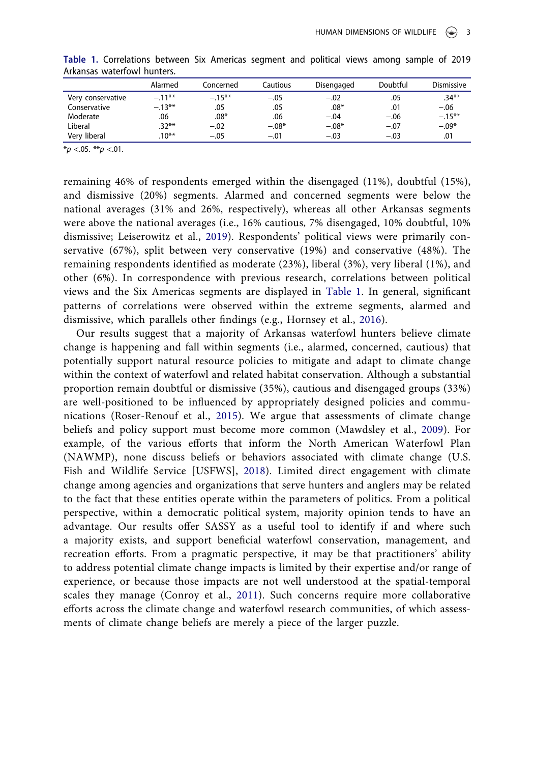**Table 1.** Correlations between Six Americas segment and political views among sample of 2019 Arkansas waterfowl hunters.

| | Alarmed | Concerned | Cautious | Disengaged | Doubtful | Dismissive |
|---|---|---|---|---|---|---|
| Very conservative | −.11** | −.15** | −.05 | −.02 | .05 | .34** |
| Conservative | −.13** | .05 | .05 | .08* | .01 | −.06 |
| Moderate | .06 | .08* | .06 | −.04 | −.06 | −.15** |
| Liberal | .32** | −.02 | −.08* | −.08* | −.07 | −.09* |
| Very liberal | .10** | −.05 | −.01 | −.03 | −.03 | .01 |

*$p$ <.05. **$p$ <.01.

remaining 46% of respondents emerged within the disengaged (11%), doubtful (15%), and dismissive (20%) segments. Alarmed and concerned segments were below the national averages (31% and 26%, respectively), whereas all other Arkansas segments were above the national averages (i.e., 16% cautious, 7% disengaged, 10% doubtful, 10% dismissive; Leiserowitz et al., 2019). Respondents' political views were primarily conservative (67%), split between very conservative (19%) and conservative (48%). The remaining respondents identified as moderate (23%), liberal (3%), very liberal (1%), and other (6%). In correspondence with previous research, correlations between political views and the Six Americas segments are displayed in Table 1. In general, significant patterns of correlations were observed within the extreme segments, alarmed and dismissive, which parallels other findings (e.g., Hornsey et al., 2016).

Our results suggest that a majority of Arkansas waterfowl hunters believe climate change is happening and fall within segments (i.e., alarmed, concerned, cautious) that potentially support natural resource policies to mitigate and adapt to climate change within the context of waterfowl and related habitat conservation. Although a substantial proportion remain doubtful or dismissive (35%), cautious and disengaged groups (33%) are well-positioned to be influenced by appropriately designed policies and communications (Roser-Renouf et al., 2015). We argue that assessments of climate change beliefs and policy support must become more common (Mawdsley et al., 2009). For example, of the various efforts that inform the North American Waterfowl Plan (NAWMP), none discuss beliefs or behaviors associated with climate change (U.S. Fish and Wildlife Service [USFWS], 2018). Limited direct engagement with climate change among agencies and organizations that serve hunters and anglers may be related to the fact that these entities operate within the parameters of politics. From a political perspective, within a democratic political system, majority opinion tends to have an advantage. Our results offer SASSY as a useful tool to identify if and where such a majority exists, and support beneficial waterfowl conservation, management, and recreation efforts. From a pragmatic perspective, it may be that practitioners' ability to address potential climate change impacts is limited by their expertise and/or range of experience, or because those impacts are not well understood at the spatial-temporal scales they manage (Conroy et al., 2011). Such concerns require more collaborative efforts across the climate change and waterfowl research communities, of which assessments of climate change beliefs are merely a piece of the larger puzzle.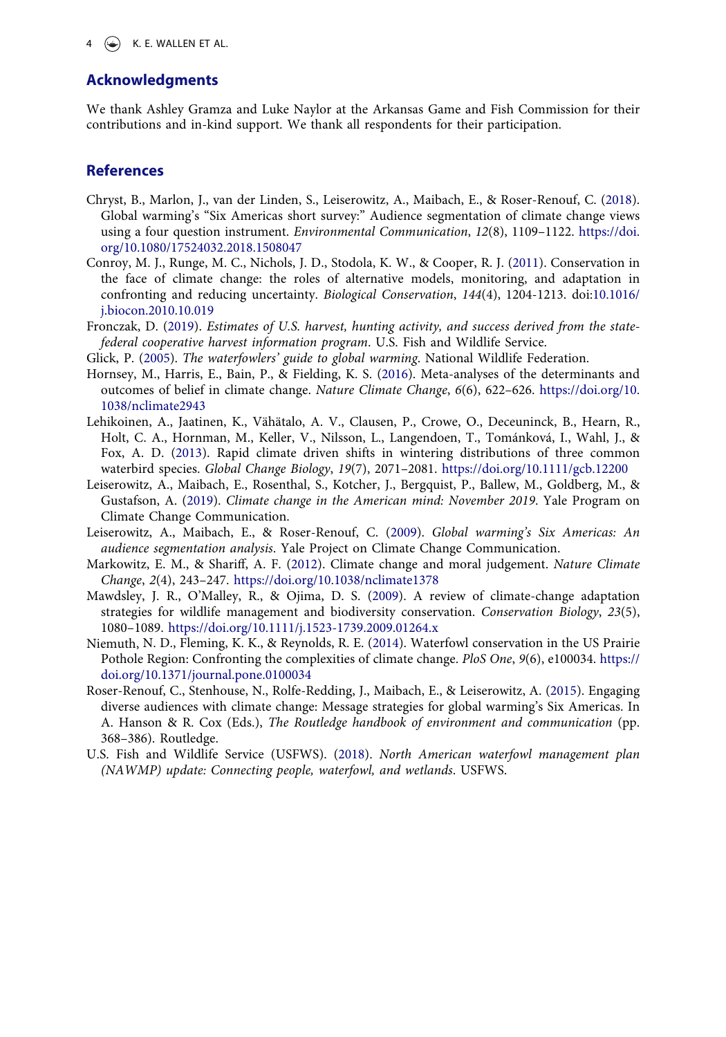## Acknowledgments

We thank Ashley Gramza and Luke Naylor at the Arkansas Game and Fish Commission for their contributions and in-kind support. We thank all respondents for their participation.

## References

Chryst, B., Marlon, J., van der Linden, S., Leiserowitz, A., Maibach, E., & Roser-Renouf, C. (2018). Global warming's "Six Americas short survey:" Audience segmentation of climate change views using a four question instrument. *Environmental Communication*, *12*(8), 1109–1122. https://doi.org/10.1080/17524032.2018.1508047

Conroy, M. J., Runge, M. C., Nichols, J. D., Stodola, K. W., & Cooper, R. J. (2011). Conservation in the face of climate change: the roles of alternative models, monitoring, and adaptation in confronting and reducing uncertainty. *Biological Conservation*, *144*(4), 1204-1213. doi:10.1016/j.biocon.2010.10.019

Fronczak, D. (2019). *Estimates of U.S. harvest, hunting activity, and success derived from the state-federal cooperative harvest information program*. U.S. Fish and Wildlife Service.

Glick, P. (2005). *The waterfowlers' guide to global warming*. National Wildlife Federation.

Hornsey, M., Harris, E., Bain, P., & Fielding, K. S. (2016). Meta-analyses of the determinants and outcomes of belief in climate change. *Nature Climate Change*, *6*(6), 622–626. https://doi.org/10.1038/nclimate2943

Lehikoinen, A., Jaatinen, K., Vähätalo, A. V., Clausen, P., Crowe, O., Deceuninck, B., Hearn, R., Holt, C. A., Hornman, M., Keller, V., Nilsson, L., Langendoen, T., Tománková, I., Wahl, J., & Fox, A. D. (2013). Rapid climate driven shifts in wintering distributions of three common waterbird species. *Global Change Biology*, *19*(7), 2071–2081. https://doi.org/10.1111/gcb.12200

Leiserowitz, A., Maibach, E., Rosenthal, S., Kotcher, J., Bergquist, P., Ballew, M., Goldberg, M., & Gustafson, A. (2019). *Climate change in the American mind: November 2019*. Yale Program on Climate Change Communication.

Leiserowitz, A., Maibach, E., & Roser-Renouf, C. (2009). *Global warming's Six Americas: An audience segmentation analysis*. Yale Project on Climate Change Communication.

Markowitz, E. M., & Shariff, A. F. (2012). Climate change and moral judgement. *Nature Climate Change*, *2*(4), 243–247. https://doi.org/10.1038/nclimate1378

Mawdsley, J. R., O'Malley, R., & Ojima, D. S. (2009). A review of climate-change adaptation strategies for wildlife management and biodiversity conservation. *Conservation Biology*, *23*(5), 1080–1089. https://doi.org/10.1111/j.1523-1739.2009.01264.x

Niemuth, N. D., Fleming, K. K., & Reynolds, R. E. (2014). Waterfowl conservation in the US Prairie Pothole Region: Confronting the complexities of climate change. *PloS One*, *9*(6), e100034. https://doi.org/10.1371/journal.pone.0100034

Roser-Renouf, C., Stenhouse, N., Rolfe-Redding, J., Maibach, E., & Leiserowitz, A. (2015). Engaging diverse audiences with climate change: Message strategies for global warming's Six Americas. In A. Hanson & R. Cox (Eds.), *The Routledge handbook of environment and communication* (pp. 368–386). Routledge.

U.S. Fish and Wildlife Service (USFWS). (2018). *North American waterfowl management plan (NAWMP) update: Connecting people, waterfowl, and wetlands*. USFWS.